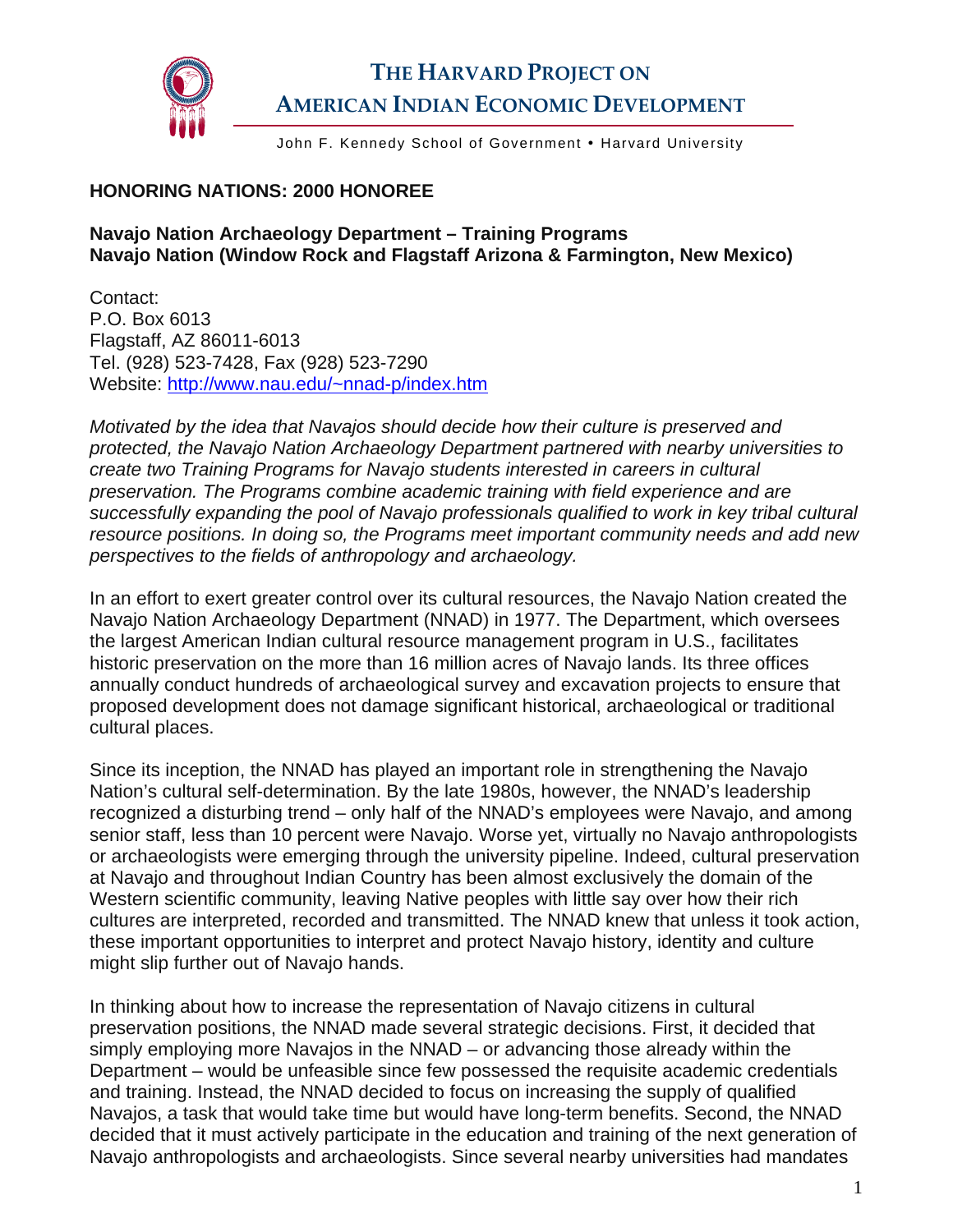# THE HARVARD PROJECT ON AMERICAN INDIAN ECONOMIC DEVELOPMENT

John F. Kennedy School of Government • Harvard University

## HONORING NATIONS: 2000 HONOREE

### Navajo Nation Archaeology Department – Training Programs
### Navajo Nation (Window Rock and Flagstaff Arizona & Farmington, New Mexico)

Contact:
P.O. Box 6013
Flagstaff, AZ 86011-6013
Tel. (928) 523-7428, Fax (928) 523-7290
Website: http://www.nau.edu/~nnad-p/index.htm

*Motivated by the idea that Navajos should decide how their culture is preserved and protected, the Navajo Nation Archaeology Department partnered with nearby universities to create two Training Programs for Navajo students interested in careers in cultural preservation. The Programs combine academic training with field experience and are successfully expanding the pool of Navajo professionals qualified to work in key tribal cultural resource positions. In doing so, the Programs meet important community needs and add new perspectives to the fields of anthropology and archaeology.*

In an effort to exert greater control over its cultural resources, the Navajo Nation created the Navajo Nation Archaeology Department (NNAD) in 1977. The Department, which oversees the largest American Indian cultural resource management program in U.S., facilitates historic preservation on the more than 16 million acres of Navajo lands. Its three offices annually conduct hundreds of archaeological survey and excavation projects to ensure that proposed development does not damage significant historical, archaeological or traditional cultural places.

Since its inception, the NNAD has played an important role in strengthening the Navajo Nation's cultural self-determination. By the late 1980s, however, the NNAD's leadership recognized a disturbing trend – only half of the NNAD's employees were Navajo, and among senior staff, less than 10 percent were Navajo. Worse yet, virtually no Navajo anthropologists or archaeologists were emerging through the university pipeline. Indeed, cultural preservation at Navajo and throughout Indian Country has been almost exclusively the domain of the Western scientific community, leaving Native peoples with little say over how their rich cultures are interpreted, recorded and transmitted. The NNAD knew that unless it took action, these important opportunities to interpret and protect Navajo history, identity and culture might slip further out of Navajo hands.

In thinking about how to increase the representation of Navajo citizens in cultural preservation positions, the NNAD made several strategic decisions. First, it decided that simply employing more Navajos in the NNAD – or advancing those already within the Department – would be unfeasible since few possessed the requisite academic credentials and training. Instead, the NNAD decided to focus on increasing the supply of qualified Navajos, a task that would take time but would have long-term benefits. Second, the NNAD decided that it must actively participate in the education and training of the next generation of Navajo anthropologists and archaeologists. Since several nearby universities had mandates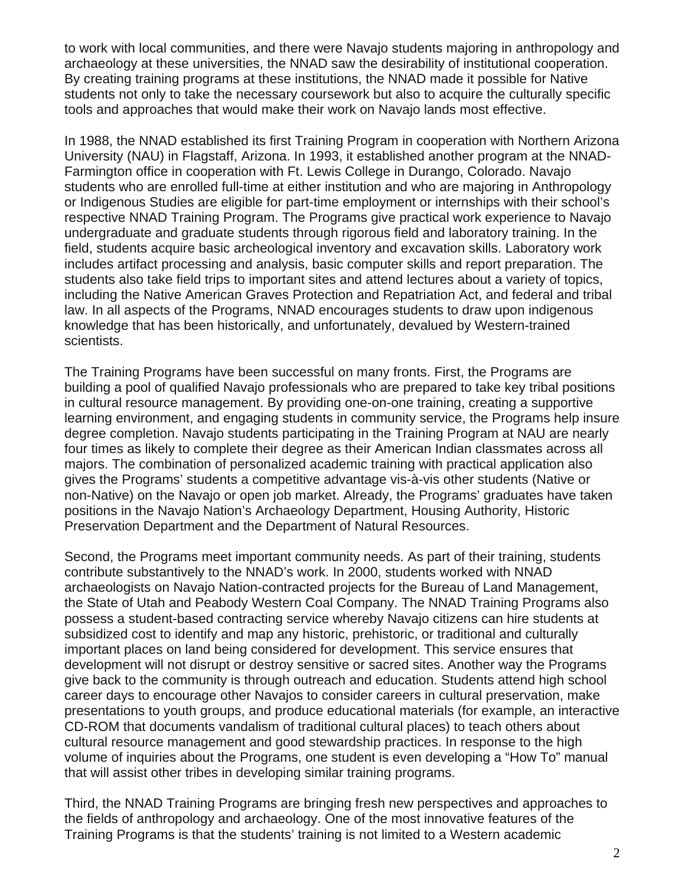to work with local communities, and there were Navajo students majoring in anthropology and archaeology at these universities, the NNAD saw the desirability of institutional cooperation. By creating training programs at these institutions, the NNAD made it possible for Native students not only to take the necessary coursework but also to acquire the culturally specific tools and approaches that would make their work on Navajo lands most effective.

In 1988, the NNAD established its first Training Program in cooperation with Northern Arizona University (NAU) in Flagstaff, Arizona. In 1993, it established another program at the NNAD-Farmington office in cooperation with Ft. Lewis College in Durango, Colorado. Navajo students who are enrolled full-time at either institution and who are majoring in Anthropology or Indigenous Studies are eligible for part-time employment or internships with their school's respective NNAD Training Program. The Programs give practical work experience to Navajo undergraduate and graduate students through rigorous field and laboratory training. In the field, students acquire basic archeological inventory and excavation skills. Laboratory work includes artifact processing and analysis, basic computer skills and report preparation. The students also take field trips to important sites and attend lectures about a variety of topics, including the Native American Graves Protection and Repatriation Act, and federal and tribal law. In all aspects of the Programs, NNAD encourages students to draw upon indigenous knowledge that has been historically, and unfortunately, devalued by Western-trained scientists.

The Training Programs have been successful on many fronts. First, the Programs are building a pool of qualified Navajo professionals who are prepared to take key tribal positions in cultural resource management. By providing one-on-one training, creating a supportive learning environment, and engaging students in community service, the Programs help insure degree completion. Navajo students participating in the Training Program at NAU are nearly four times as likely to complete their degree as their American Indian classmates across all majors. The combination of personalized academic training with practical application also gives the Programs' students a competitive advantage vis-à-vis other students (Native or non-Native) on the Navajo or open job market. Already, the Programs' graduates have taken positions in the Navajo Nation's Archaeology Department, Housing Authority, Historic Preservation Department and the Department of Natural Resources.

Second, the Programs meet important community needs. As part of their training, students contribute substantively to the NNAD's work. In 2000, students worked with NNAD archaeologists on Navajo Nation-contracted projects for the Bureau of Land Management, the State of Utah and Peabody Western Coal Company. The NNAD Training Programs also possess a student-based contracting service whereby Navajo citizens can hire students at subsidized cost to identify and map any historic, prehistoric, or traditional and culturally important places on land being considered for development. This service ensures that development will not disrupt or destroy sensitive or sacred sites. Another way the Programs give back to the community is through outreach and education. Students attend high school career days to encourage other Navajos to consider careers in cultural preservation, make presentations to youth groups, and produce educational materials (for example, an interactive CD-ROM that documents vandalism of traditional cultural places) to teach others about cultural resource management and good stewardship practices. In response to the high volume of inquiries about the Programs, one student is even developing a "How To" manual that will assist other tribes in developing similar training programs.

Third, the NNAD Training Programs are bringing fresh new perspectives and approaches to the fields of anthropology and archaeology. One of the most innovative features of the Training Programs is that the students' training is not limited to a Western academic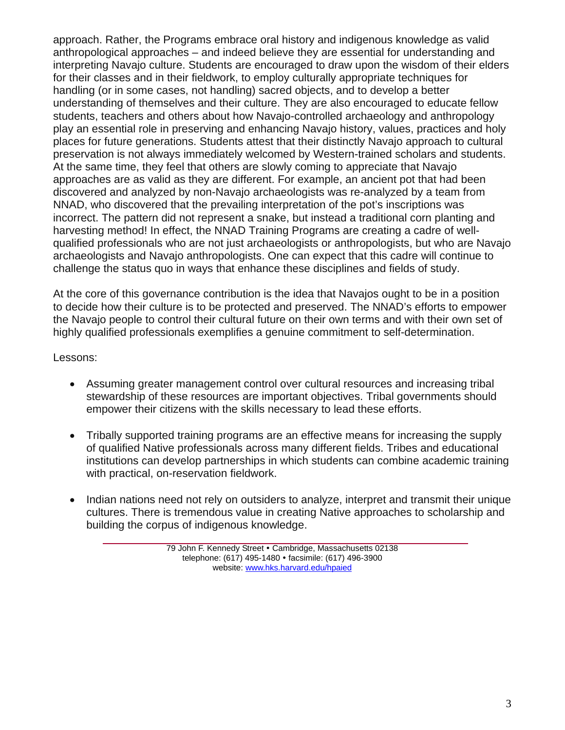approach. Rather, the Programs embrace oral history and indigenous knowledge as valid anthropological approaches – and indeed believe they are essential for understanding and interpreting Navajo culture. Students are encouraged to draw upon the wisdom of their elders for their classes and in their fieldwork, to employ culturally appropriate techniques for handling (or in some cases, not handling) sacred objects, and to develop a better understanding of themselves and their culture. They are also encouraged to educate fellow students, teachers and others about how Navajo-controlled archaeology and anthropology play an essential role in preserving and enhancing Navajo history, values, practices and holy places for future generations. Students attest that their distinctly Navajo approach to cultural preservation is not always immediately welcomed by Western-trained scholars and students. At the same time, they feel that others are slowly coming to appreciate that Navajo approaches are as valid as they are different. For example, an ancient pot that had been discovered and analyzed by non-Navajo archaeologists was re-analyzed by a team from NNAD, who discovered that the prevailing interpretation of the pot's inscriptions was incorrect. The pattern did not represent a snake, but instead a traditional corn planting and harvesting method! In effect, the NNAD Training Programs are creating a cadre of well-qualified professionals who are not just archaeologists or anthropologists, but who are Navajo archaeologists and Navajo anthropologists. One can expect that this cadre will continue to challenge the status quo in ways that enhance these disciplines and fields of study.

At the core of this governance contribution is the idea that Navajos ought to be in a position to decide how their culture is to be protected and preserved. The NNAD's efforts to empower the Navajo people to control their cultural future on their own terms and with their own set of highly qualified professionals exemplifies a genuine commitment to self-determination.

Lessons:

- Assuming greater management control over cultural resources and increasing tribal stewardship of these resources are important objectives. Tribal governments should empower their citizens with the skills necessary to lead these efforts.

- Tribally supported training programs are an effective means for increasing the supply of qualified Native professionals across many different fields. Tribes and educational institutions can develop partnerships in which students can combine academic training with practical, on-reservation fieldwork.

- Indian nations need not rely on outsiders to analyze, interpret and transmit their unique cultures. There is tremendous value in creating Native approaches to scholarship and building the corpus of indigenous knowledge.

79 John F. Kennedy Street • Cambridge, Massachusetts 02138
telephone: (617) 495-1480 • facsimile: (617) 496-3900
website: www.hks.harvard.edu/hpaied